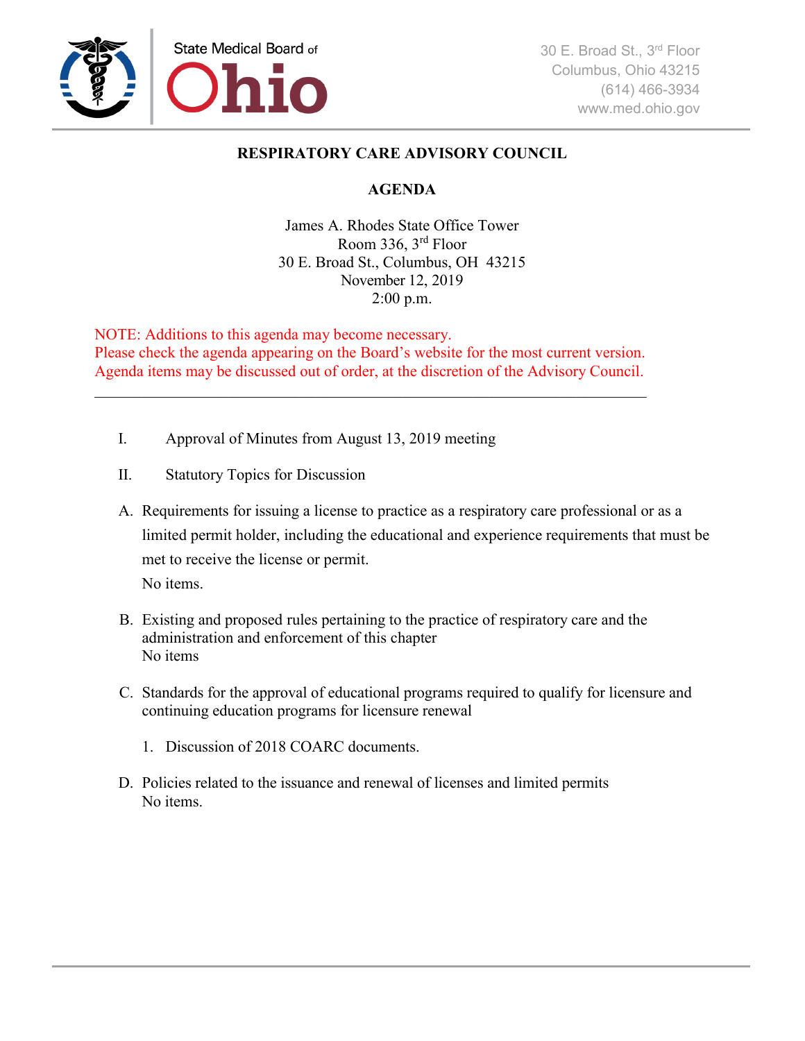State Medical Board of Ohio

30 E. Broad St., 3rd Floor
Columbus, Ohio 43215
(614) 466-3934
www.med.ohio.gov

# RESPIRATORY CARE ADVISORY COUNCIL

## AGENDA

James A. Rhodes State Office Tower
Room 336, 3rd Floor
30 E. Broad St., Columbus, OH 43215
November 12, 2019
2:00 p.m.

NOTE: Additions to this agenda may become necessary.
Please check the agenda appearing on the Board's website for the most current version.
Agenda items may be discussed out of order, at the discretion of the Advisory Council.

---

I. Approval of Minutes from August 13, 2019 meeting

II. Statutory Topics for Discussion

A. Requirements for issuing a license to practice as a respiratory care professional or as a limited permit holder, including the educational and experience requirements that must be met to receive the license or permit.
No items.

B. Existing and proposed rules pertaining to the practice of respiratory care and the administration and enforcement of this chapter
No items

C. Standards for the approval of educational programs required to qualify for licensure and continuing education programs for licensure renewal

1. Discussion of 2018 COARC documents.

D. Policies related to the issuance and renewal of licenses and limited permits
No items.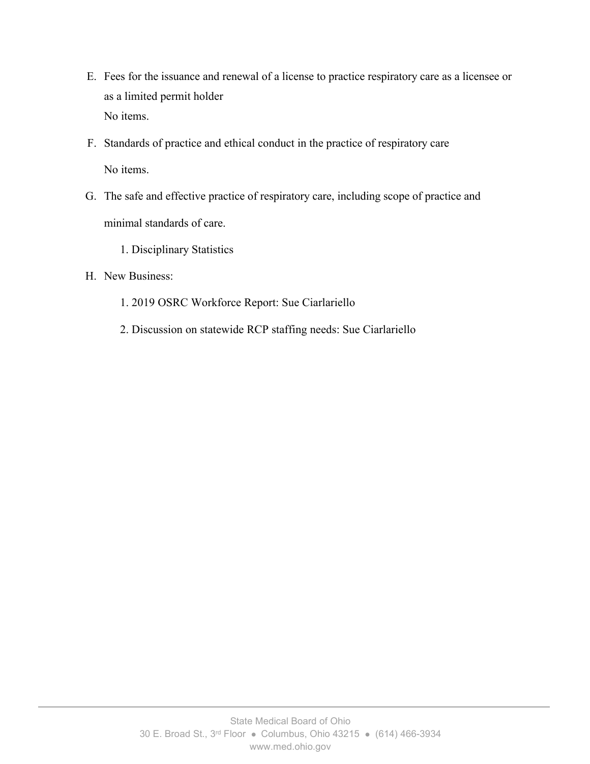E. Fees for the issuance and renewal of a license to practice respiratory care as a licensee or as a limited permit holder

   No items.

F. Standards of practice and ethical conduct in the practice of respiratory care

   No items.

G. The safe and effective practice of respiratory care, including scope of practice and minimal standards of care.

   1. Disciplinary Statistics

H. New Business:

   1. 2019 OSRC Workforce Report: Sue Ciarlariello

   2. Discussion on statewide RCP staffing needs: Sue Ciarlariello